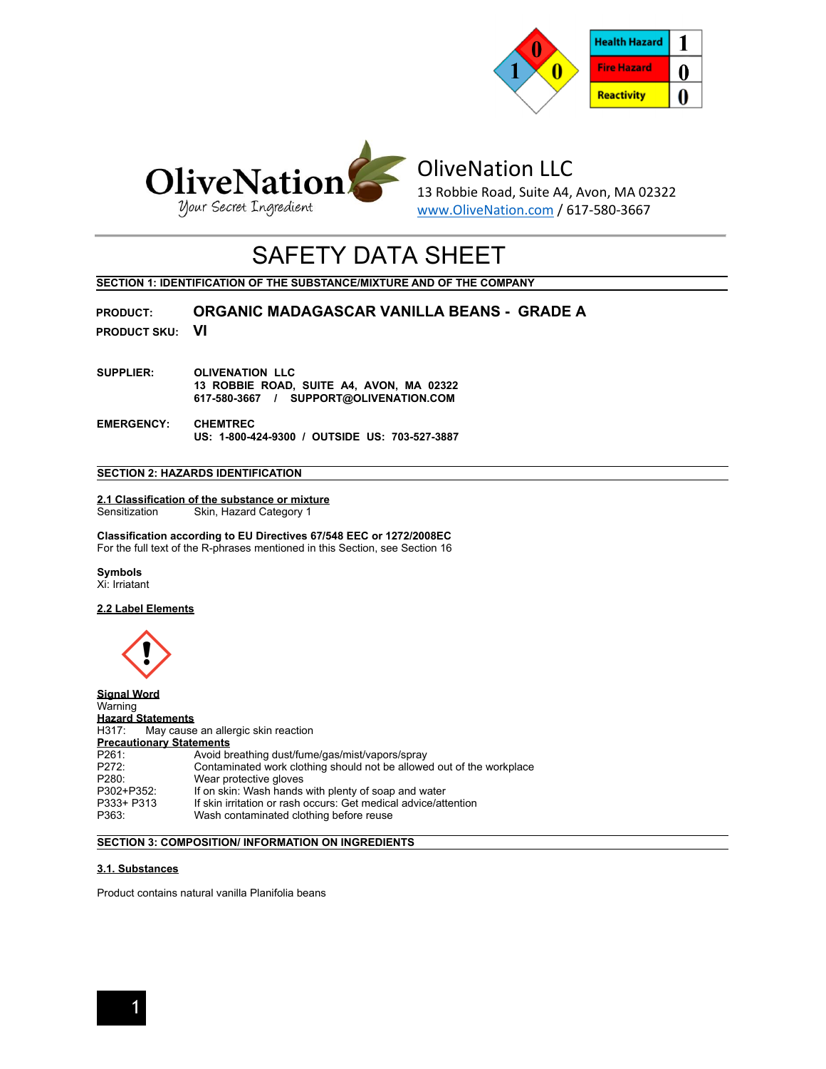| Health Hazard | 1 |
| --- | --- |
| Fire Hazard | 0 |
| Reactivity | 0 |

OliveNation
Your Secret Ingredient

OliveNation LLC
13 Robbie Road, Suite A4, Avon, MA 02322
www.OliveNation.com / 617-580-3667

# SAFETY DATA SHEET

## SECTION 1: IDENTIFICATION OF THE SUBSTANCE/MIXTURE AND OF THE COMPANY

**PRODUCT:** **ORGANIC MADAGASCAR VANILLA BEANS - GRADE A**

**PRODUCT SKU:** **VI**

**SUPPLIER:** **OLIVENATION LLC**
**13 ROBBIE ROAD, SUITE A4, AVON, MA 02322**
**617-580-3667 / SUPPORT@OLIVENATION.COM**

**EMERGENCY:** **CHEMTREC**
**US: 1-800-424-9300 / OUTSIDE US: 703-527-3887**

## SECTION 2: HAZARDS IDENTIFICATION

**2.1 Classification of the substance or mixture**

Sensitization Skin, Hazard Category 1

**Classification according to EU Directives 67/548 EEC or 1272/2008EC**

For the full text of the R-phrases mentioned in this Section, see Section 16

**Symbols**

Xi: Irriatant

**2.2 Label Elements**

**Signal Word**

Warning

**Hazard Statements**

H317: May cause an allergic skin reaction

**Precautionary Statements**

| | |
| --- | --- |
| P261: | Avoid breathing dust/fume/gas/mist/vapors/spray |
| P272: | Contaminated work clothing should not be allowed out of the workplace |
| P280: | Wear protective gloves |
| P302+P352: | If on skin: Wash hands with plenty of soap and water |
| P333+ P313 | If skin irritation or rash occurs: Get medical advice/attention |
| P363: | Wash contaminated clothing before reuse |

## SECTION 3: COMPOSITION/ INFORMATION ON INGREDIENTS

**3.1. Substances**

Product contains natural vanilla Planifolia beans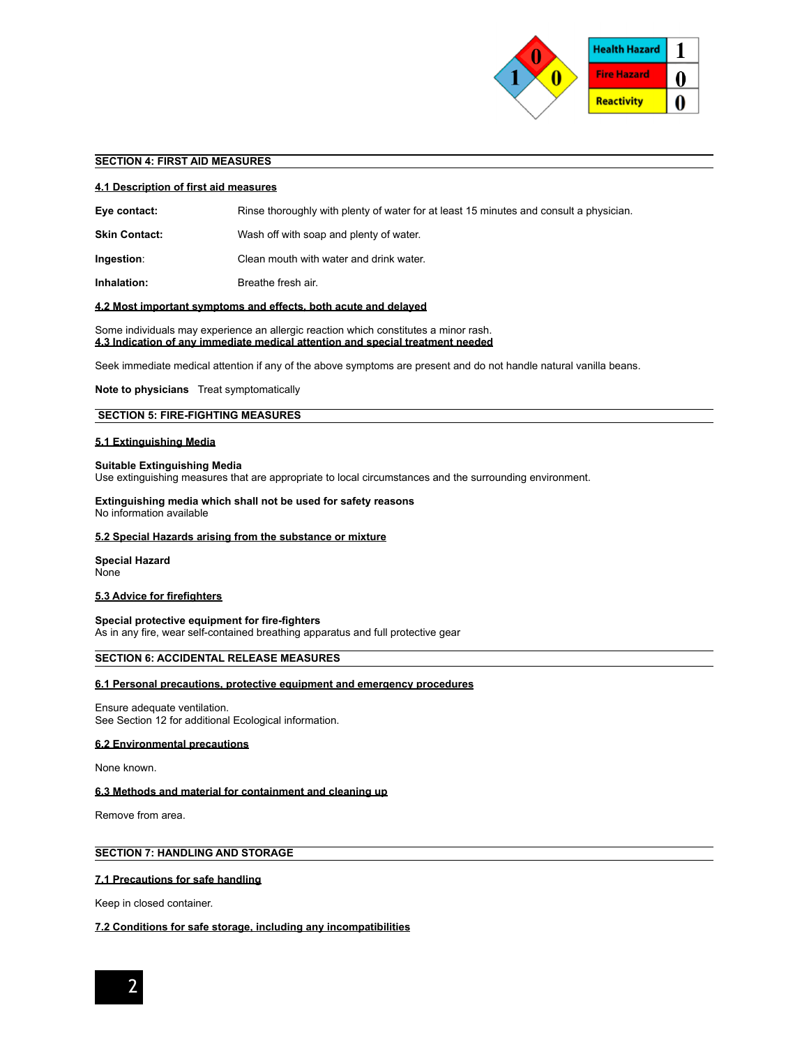| Health Hazard | 1 |
| --- | --- |
| Fire Hazard | 0 |
| Reactivity | 0 |

## SECTION 4: FIRST AID MEASURES

### 4.1 Description of first aid measures

**Eye contact:** Rinse thoroughly with plenty of water for at least 15 minutes and consult a physician.

**Skin Contact:** Wash off with soap and plenty of water.

**Ingestion:** Clean mouth with water and drink water.

**Inhalation:** Breathe fresh air.

### 4.2 Most important symptoms and effects, both acute and delayed

Some individuals may experience an allergic reaction which constitutes a minor rash.

### 4.3 Indication of any immediate medical attention and special treatment needed

Seek immediate medical attention if any of the above symptoms are present and do not handle natural vanilla beans.

**Note to physicians** Treat symptomatically

## SECTION 5: FIRE-FIGHTING MEASURES

### 5.1 Extinguishing Media

**Suitable Extinguishing Media**
Use extinguishing measures that are appropriate to local circumstances and the surrounding environment.

**Extinguishing media which shall not be used for safety reasons**
No information available

### 5.2 Special Hazards arising from the substance or mixture

**Special Hazard**
None

### 5.3 Advice for firefighters

**Special protective equipment for fire-fighters**
As in any fire, wear self-contained breathing apparatus and full protective gear

## SECTION 6: ACCIDENTAL RELEASE MEASURES

### 6.1 Personal precautions, protective equipment and emergency procedures

Ensure adequate ventilation.
See Section 12 for additional Ecological information.

### 6.2 Environmental precautions

None known.

### 6.3 Methods and material for containment and cleaning up

Remove from area.

## SECTION 7: HANDLING AND STORAGE

### 7.1 Precautions for safe handling

Keep in closed container.

### 7.2 Conditions for safe storage, including any incompatibilities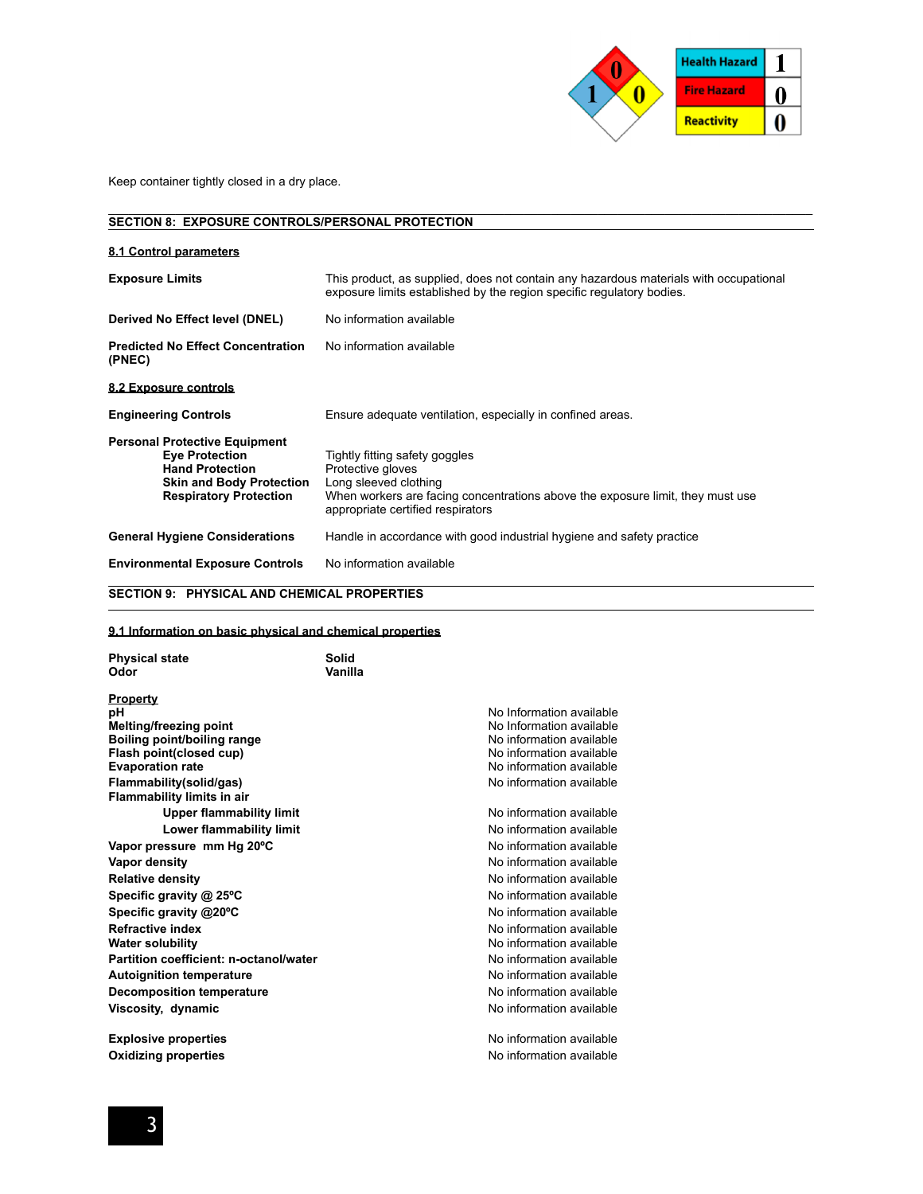| Health Hazard | 1 |
|---|---|
| Fire Hazard | 0 |
| Reactivity | 0 |

Keep container tightly closed in a dry place.

## SECTION 8: EXPOSURE CONTROLS/PERSONAL PROTECTION

### 8.1 Control parameters

| | |
|---|---|
| **Exposure Limits** | This product, as supplied, does not contain any hazardous materials with occupational exposure limits established by the region specific regulatory bodies. |
| **Derived No Effect level (DNEL)** | No information available |
| **Predicted No Effect Concentration (PNEC)** | No information available |

### 8.2 Exposure controls

| | |
|---|---|
| **Engineering Controls** | Ensure adequate ventilation, especially in confined areas. |
| **Personal Protective Equipment** | |
| **Eye Protection** | Tightly fitting safety goggles |
| **Hand Protection** | Protective gloves |
| **Skin and Body Protection** | Long sleeved clothing |
| **Respiratory Protection** | When workers are facing concentrations above the exposure limit, they must use appropriate certified respirators |
| **General Hygiene Considerations** | Handle in accordance with good industrial hygiene and safety practice |
| **Environmental Exposure Controls** | No information available |

## SECTION 9: PHYSICAL AND CHEMICAL PROPERTIES

### 9.1 Information on basic physical and chemical properties

| | |
|---|---|
| **Physical state** | **Solid** |
| **Odor** | **Vanilla** |

| **Property** | |
|---|---|
| **pH** | No Information available |
| **Melting/freezing point** | No Information available |
| **Boiling point/boiling range** | No information available |
| **Flash point(closed cup)** | No information available |
| **Evaporation rate** | No information available |
| **Flammability(solid/gas)** | No information available |
| **Flammability limits in air** | |
| **Upper flammability limit** | No information available |
| **Lower flammability limit** | No information available |
| **Vapor pressure mm Hg 20ºC** | No information available |
| **Vapor density** | No information available |
| **Relative density** | No information available |
| **Specific gravity @ 25ºC** | No information available |
| **Specific gravity @20ºC** | No information available |
| **Refractive index** | No information available |
| **Water solubility** | No information available |
| **Partition coefficient: n-octanol/water** | No information available |
| **Autoignition temperature** | No information available |
| **Decomposition temperature** | No information available |
| **Viscosity, dynamic** | No information available |
| **Explosive properties** | No information available |
| **Oxidizing properties** | No information available |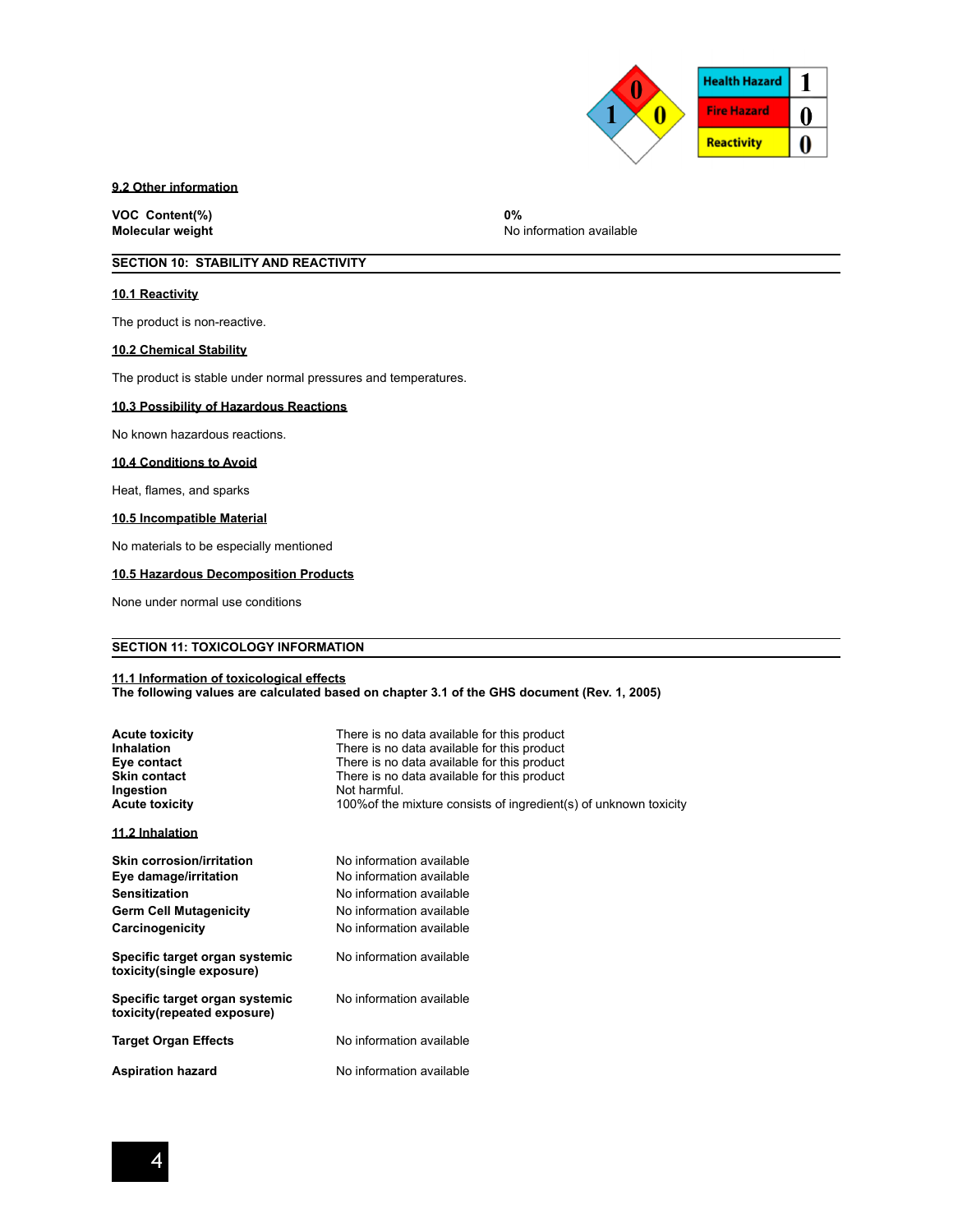| Health Hazard | 1 |
| --- | --- |
| Fire Hazard | 0 |
| Reactivity | 0 |

**9.2 Other information**

| | |
| --- | --- |
| **VOC Content(%)** | **0%** |
| **Molecular weight** | No information available |

## SECTION 10: STABILITY AND REACTIVITY

**10.1 Reactivity**

The product is non-reactive.

**10.2 Chemical Stability**

The product is stable under normal pressures and temperatures.

**10.3 Possibility of Hazardous Reactions**

No known hazardous reactions.

**10.4 Conditions to Avoid**

Heat, flames, and sparks

**10.5 Incompatible Material**

No materials to be especially mentioned

**10.5 Hazardous Decomposition Products**

None under normal use conditions

## SECTION 11: TOXICOLOGY INFORMATION

**11.1 Information of toxicological effects**
**The following values are calculated based on chapter 3.1 of the GHS document (Rev. 1, 2005)**

| | |
| --- | --- |
| **Acute toxicity** | There is no data available for this product |
| **Inhalation** | There is no data available for this product |
| **Eye contact** | There is no data available for this product |
| **Skin contact** | There is no data available for this product |
| **Ingestion** | Not harmful. |
| **Acute toxicity** | 100%of the mixture consists of ingredient(s) of unknown toxicity |

**11.2 Inhalation**

| | |
| --- | --- |
| **Skin corrosion/irritation** | No information available |
| **Eye damage/irritation** | No information available |
| **Sensitization** | No information available |
| **Germ Cell Mutagenicity** | No information available |
| **Carcinogenicity** | No information available |
| **Specific target organ systemic toxicity(single exposure)** | No information available |
| **Specific target organ systemic toxicity(repeated exposure)** | No information available |
| **Target Organ Effects** | No information available |
| **Aspiration hazard** | No information available |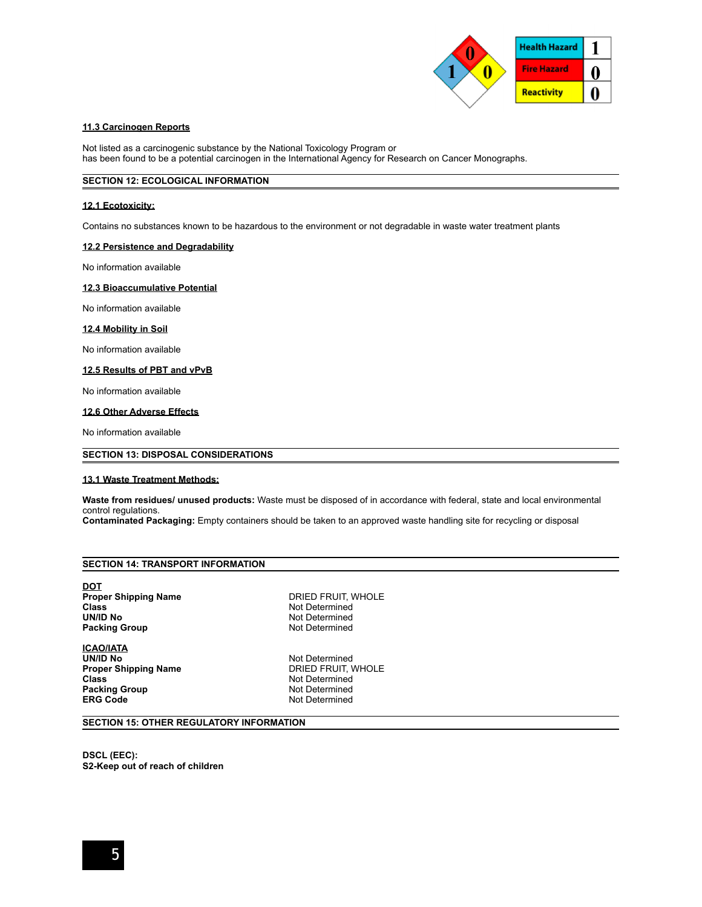| Health Hazard | 1 |
| --- | --- |
| Fire Hazard | 0 |
| Reactivity | 0 |

### 11.3 Carcinogen Reports

Not listed as a carcinogenic substance by the National Toxicology Program or
has been found to be a potential carcinogen in the International Agency for Research on Cancer Monographs.

## SECTION 12: ECOLOGICAL INFORMATION

### 12.1 Ecotoxicity:

Contains no substances known to be hazardous to the environment or not degradable in waste water treatment plants

### 12.2 Persistence and Degradability

No information available

### 12.3 Bioaccumulative Potential

No information available

### 12.4 Mobility in Soil

No information available

### 12.5 Results of PBT and vPvB

No information available

### 12.6 Other Adverse Effects

No information available

## SECTION 13: DISPOSAL CONSIDERATIONS

### 13.1 Waste Treatment Methods:

**Waste from residues/ unused products:** Waste must be disposed of in accordance with federal, state and local environmental control regulations.
**Contaminated Packaging:** Empty containers should be taken to an approved waste handling site for recycling or disposal

## SECTION 14: TRANSPORT INFORMATION

**DOT**

| | |
| --- | --- |
| **Proper Shipping Name** | DRIED FRUIT, WHOLE |
| **Class** | Not Determined |
| **UN/ID No** | Not Determined |
| **Packing Group** | Not Determined |

**ICAO/IATA**

| | |
| --- | --- |
| **UN/ID No** | Not Determined |
| **Proper Shipping Name** | DRIED FRUIT, WHOLE |
| **Class** | Not Determined |
| **Packing Group** | Not Determined |
| **ERG Code** | Not Determined |

## SECTION 15: OTHER REGULATORY INFORMATION

**DSCL (EEC):**
**S2-Keep out of reach of children**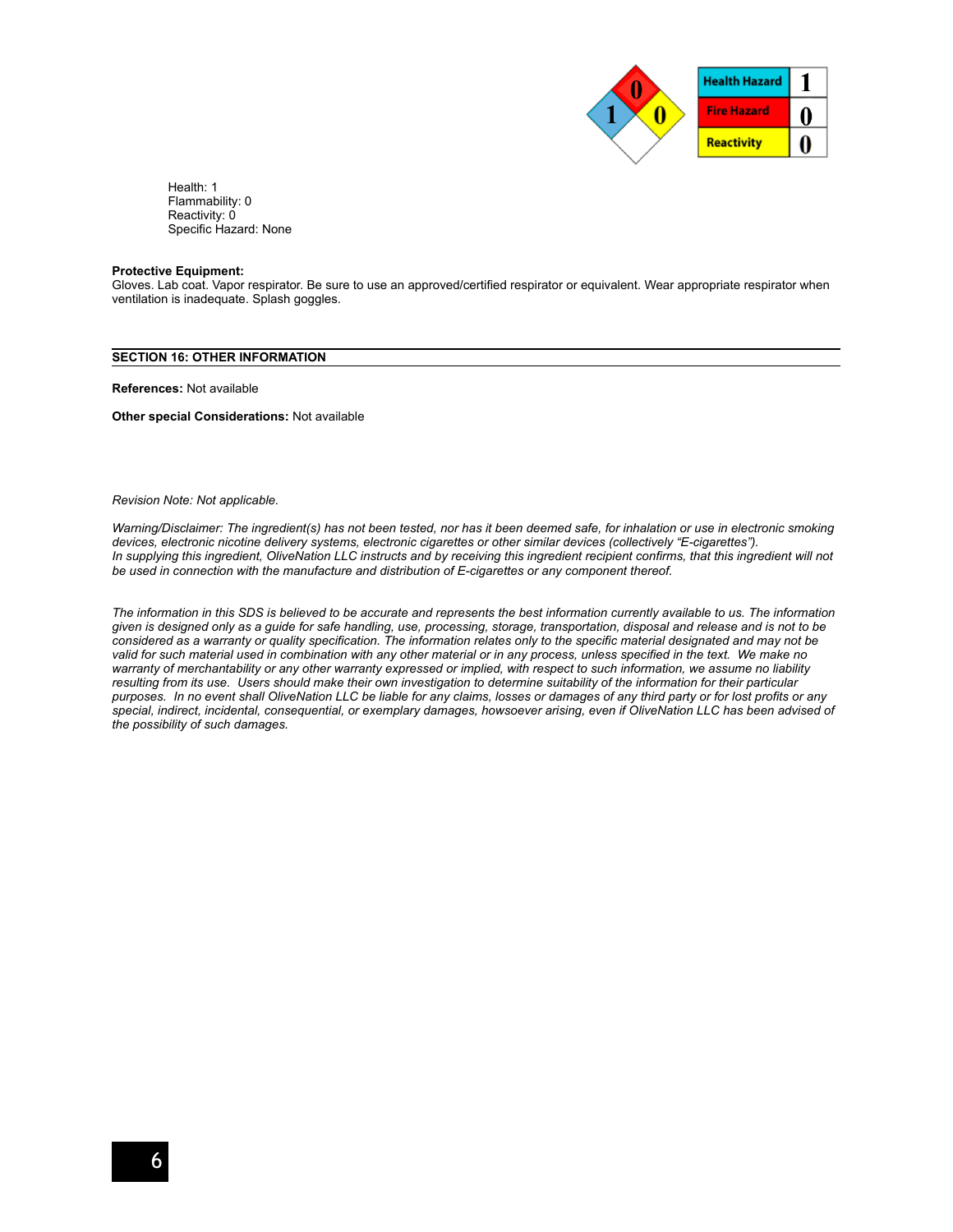| | |
|---|---|
| Health Hazard | 1 |
| Fire Hazard | 0 |
| Reactivity | 0 |

Health: 1
Flammability: 0
Reactivity: 0
Specific Hazard: None

**Protective Equipment:**
Gloves. Lab coat. Vapor respirator. Be sure to use an approved/certified respirator or equivalent. Wear appropriate respirator when ventilation is inadequate. Splash goggles.

## SECTION 16: OTHER INFORMATION

**References:** Not available

**Other special Considerations:** Not available

*Revision Note: Not applicable.*

*Warning/Disclaimer: The ingredient(s) has not been tested, nor has it been deemed safe, for inhalation or use in electronic smoking devices, electronic nicotine delivery systems, electronic cigarettes or other similar devices (collectively "E-cigarettes"). In supplying this ingredient, OliveNation LLC instructs and by receiving this ingredient recipient confirms, that this ingredient will not be used in connection with the manufacture and distribution of E-cigarettes or any component thereof.*

*The information in this SDS is believed to be accurate and represents the best information currently available to us. The information given is designed only as a guide for safe handling, use, processing, storage, transportation, disposal and release and is not to be considered as a warranty or quality specification. The information relates only to the specific material designated and may not be valid for such material used in combination with any other material or in any process, unless specified in the text. We make no warranty of merchantability or any other warranty expressed or implied, with respect to such information, we assume no liability resulting from its use. Users should make their own investigation to determine suitability of the information for their particular purposes. In no event shall OliveNation LLC be liable for any claims, losses or damages of any third party or for lost profits or any special, indirect, incidental, consequential, or exemplary damages, howsoever arising, even if OliveNation LLC has been advised of the possibility of such damages.*